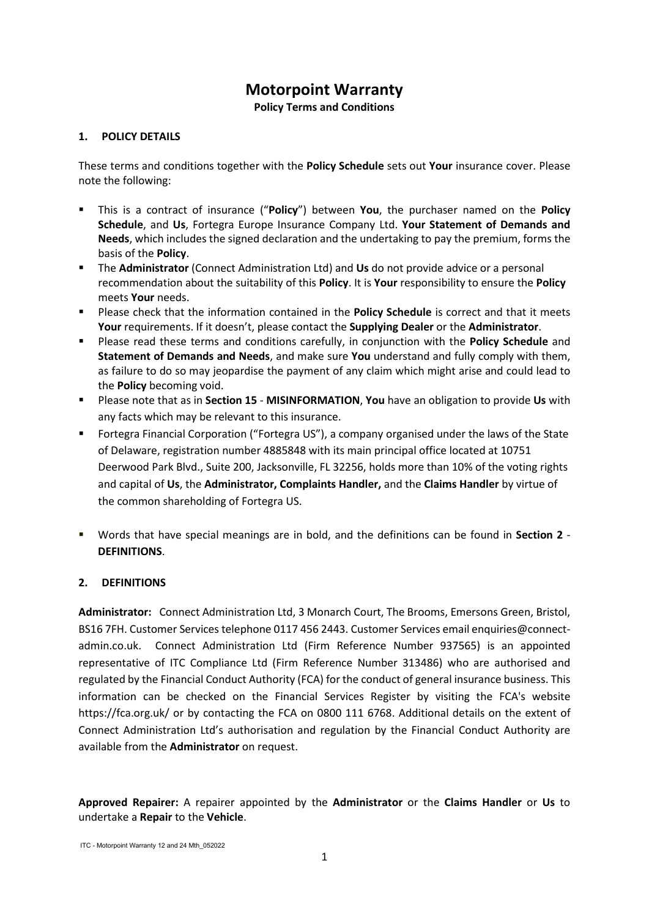# Motorpoint Warranty

**Policy Terms and Conditions**

## 1. POLICY DETAILS

These terms and conditions together with the **Policy Schedule** sets out **Your** insurance cover. Please note the following:

- This is a contract of insurance ("**Policy**") between **You**, the purchaser named on the **Policy Schedule**, and **Us**, Fortegra Europe Insurance Company Ltd. **Your Statement of Demands and Needs**, which includes the signed declaration and the undertaking to pay the premium, forms the basis of the **Policy**.
- The **Administrator** (Connect Administration Ltd) and **Us** do not provide advice or a personal recommendation about the suitability of this **Policy**. It is **Your** responsibility to ensure the **Policy** meets **Your** needs.
- Please check that the information contained in the **Policy Schedule** is correct and that it meets **Your** requirements. If it doesn't, please contact the **Supplying Dealer** or the **Administrator**.
- Please read these terms and conditions carefully, in conjunction with the **Policy Schedule** and **Statement of Demands and Needs**, and make sure **You** understand and fully comply with them, as failure to do so may jeopardise the payment of any claim which might arise and could lead to the **Policy** becoming void.
- Please note that as in **Section 15** - **MISINFORMATION**, **You** have an obligation to provide **Us** with any facts which may be relevant to this insurance.
- Fortegra Financial Corporation ("Fortegra US"), a company organised under the laws of the State of Delaware, registration number 4885848 with its main principal office located at 10751 Deerwood Park Blvd., Suite 200, Jacksonville, FL 32256, holds more than 10% of the voting rights and capital of **Us**, the **Administrator, Complaints Handler,** and the **Claims Handler** by virtue of the common shareholding of Fortegra US.
- Words that have special meanings are in bold, and the definitions can be found in **Section 2** - **DEFINITIONS**.

## 2. DEFINITIONS

**Administrator:** Connect Administration Ltd, 3 Monarch Court, The Brooms, Emersons Green, Bristol, BS16 7FH. Customer Services telephone 0117 456 2443. Customer Services email enquiries@connect-admin.co.uk. Connect Administration Ltd (Firm Reference Number 937565) is an appointed representative of ITC Compliance Ltd (Firm Reference Number 313486) who are authorised and regulated by the Financial Conduct Authority (FCA) for the conduct of general insurance business. This information can be checked on the Financial Services Register by visiting the FCA's website https://fca.org.uk/ or by contacting the FCA on 0800 111 6768. Additional details on the extent of Connect Administration Ltd's authorisation and regulation by the Financial Conduct Authority are available from the **Administrator** on request.

**Approved Repairer:** A repairer appointed by the **Administrator** or the **Claims Handler** or **Us** to undertake a **Repair** to the **Vehicle**.

ITC - Motorpoint Warranty 12 and 24 Mth_052022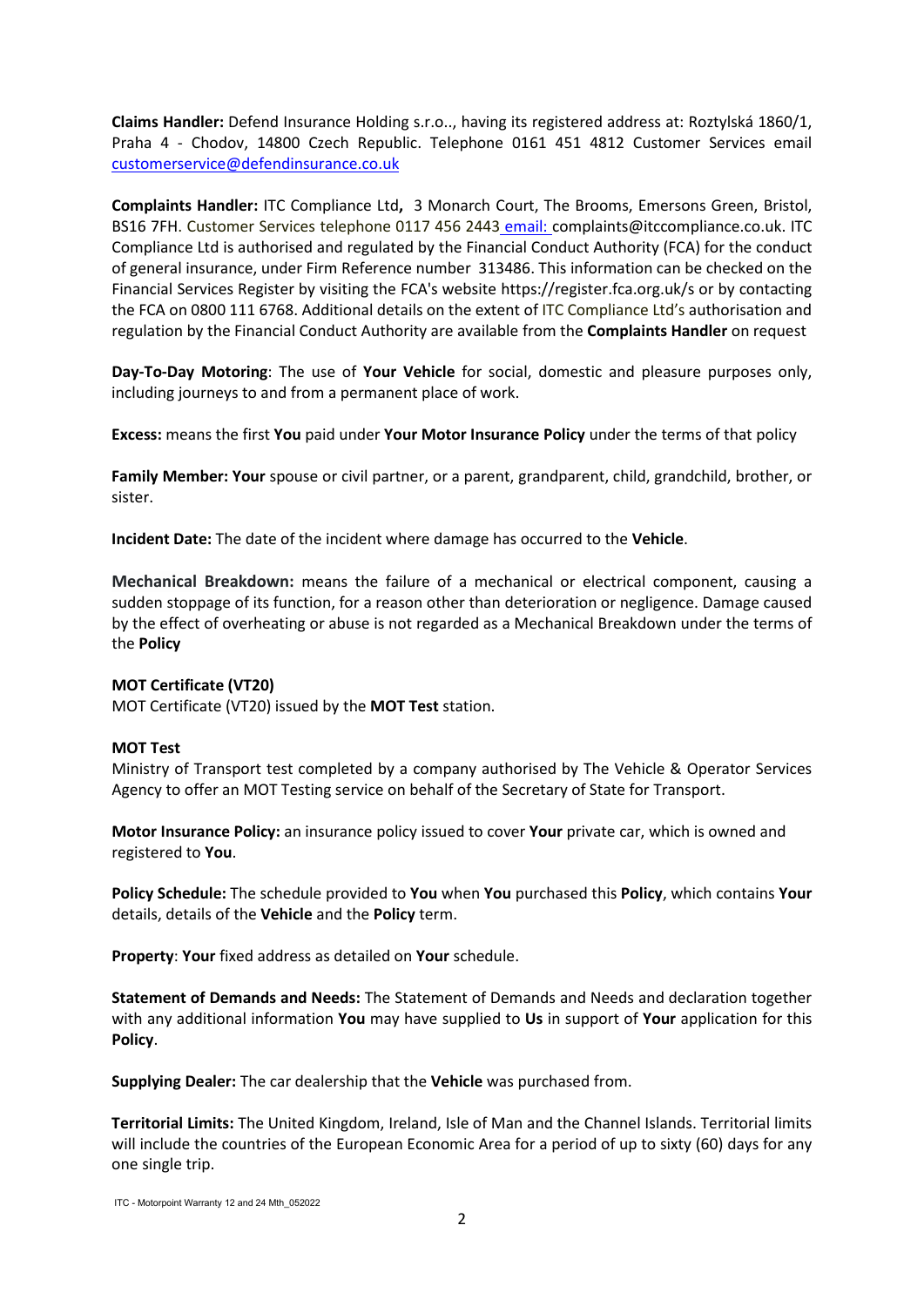**Claims Handler:** Defend Insurance Holding s.r.o.., having its registered address at: Roztylská 1860/1, Praha 4 - Chodov, 14800 Czech Republic. Telephone 0161 451 4812 Customer Services email customerservice@defendinsurance.co.uk

**Complaints Handler:** ITC Compliance Ltd**,** 3 Monarch Court, The Brooms, Emersons Green, Bristol, BS16 7FH. Customer Services telephone 0117 456 2443 email: complaints@itccompliance.co.uk. ITC Compliance Ltd is authorised and regulated by the Financial Conduct Authority (FCA) for the conduct of general insurance, under Firm Reference number 313486. This information can be checked on the Financial Services Register by visiting the FCA's website https://register.fca.org.uk/s or by contacting the FCA on 0800 111 6768. Additional details on the extent of ITC Compliance Ltd's authorisation and regulation by the Financial Conduct Authority are available from the **Complaints Handler** on request

**Day-To-Day Motoring**: The use of **Your Vehicle** for social, domestic and pleasure purposes only, including journeys to and from a permanent place of work.

**Excess:** means the first **You** paid under **Your Motor Insurance Policy** under the terms of that policy

**Family Member: Your** spouse or civil partner, or a parent, grandparent, child, grandchild, brother, or sister.

**Incident Date:** The date of the incident where damage has occurred to the **Vehicle**.

**Mechanical Breakdown:** means the failure of a mechanical or electrical component, causing a sudden stoppage of its function, for a reason other than deterioration or negligence. Damage caused by the effect of overheating or abuse is not regarded as a Mechanical Breakdown under the terms of the **Policy**

**MOT Certificate (VT20)**
MOT Certificate (VT20) issued by the **MOT Test** station.

**MOT Test**
Ministry of Transport test completed by a company authorised by The Vehicle & Operator Services Agency to offer an MOT Testing service on behalf of the Secretary of State for Transport.

**Motor Insurance Policy:** an insurance policy issued to cover **Your** private car, which is owned and registered to **You**.

**Policy Schedule:** The schedule provided to **You** when **You** purchased this **Policy**, which contains **Your** details, details of the **Vehicle** and the **Policy** term.

**Property**: **Your** fixed address as detailed on **Your** schedule.

**Statement of Demands and Needs:** The Statement of Demands and Needs and declaration together with any additional information **You** may have supplied to **Us** in support of **Your** application for this **Policy**.

**Supplying Dealer:** The car dealership that the **Vehicle** was purchased from.

**Territorial Limits:** The United Kingdom, Ireland, Isle of Man and the Channel Islands. Territorial limits will include the countries of the European Economic Area for a period of up to sixty (60) days for any one single trip.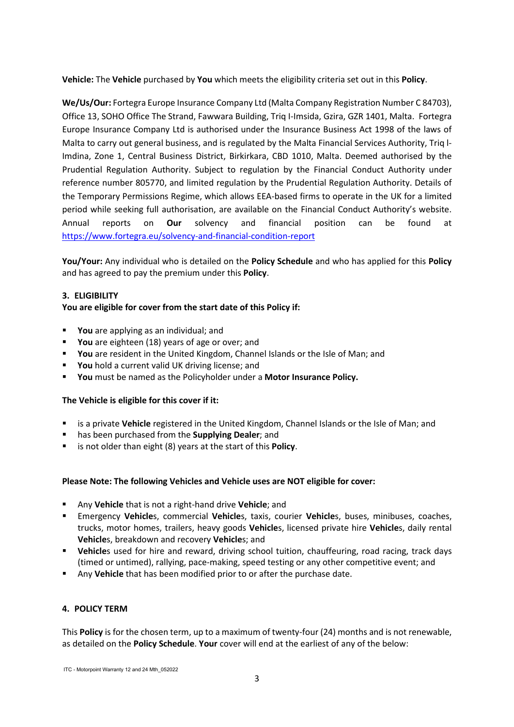**Vehicle:** The **Vehicle** purchased by **You** which meets the eligibility criteria set out in this **Policy**.

**We/Us/Our:** Fortegra Europe Insurance Company Ltd (Malta Company Registration Number C 84703), Office 13, SOHO Office The Strand, Fawwara Building, Triq I-Imsida, Gzira, GZR 1401, Malta. Fortegra Europe Insurance Company Ltd is authorised under the Insurance Business Act 1998 of the laws of Malta to carry out general business, and is regulated by the Malta Financial Services Authority, Triq l-Imdina, Zone 1, Central Business District, Birkirkara, CBD 1010, Malta. Deemed authorised by the Prudential Regulation Authority. Subject to regulation by the Financial Conduct Authority under reference number 805770, and limited regulation by the Prudential Regulation Authority. Details of the Temporary Permissions Regime, which allows EEA-based firms to operate in the UK for a limited period while seeking full authorisation, are available on the Financial Conduct Authority's website. Annual reports on **Our** solvency and financial position can be found at https://www.fortegra.eu/solvency-and-financial-condition-report

**You/Your:** Any individual who is detailed on the **Policy Schedule** and who has applied for this **Policy** and has agreed to pay the premium under this **Policy**.

## 3. ELIGIBILITY

**You are eligible for cover from the start date of this Policy if:**

- **You** are applying as an individual; and
- **You** are eighteen (18) years of age or over; and
- **You** are resident in the United Kingdom, Channel Islands or the Isle of Man; and
- **You** hold a current valid UK driving license; and
- **You** must be named as the Policyholder under a **Motor Insurance Policy.**

**The Vehicle is eligible for this cover if it:**

- is a private **Vehicle** registered in the United Kingdom, Channel Islands or the Isle of Man; and
- has been purchased from the **Supplying Dealer**; and
- is not older than eight (8) years at the start of this **Policy**.

**Please Note: The following Vehicles and Vehicle uses are NOT eligible for cover:**

- Any **Vehicle** that is not a right-hand drive **Vehicle**; and
- Emergency **Vehicle**s, commercial **Vehicle**s, taxis, courier **Vehicle**s, buses, minibuses, coaches, trucks, motor homes, trailers, heavy goods **Vehicle**s, licensed private hire **Vehicle**s, daily rental **Vehicle**s, breakdown and recovery **Vehicle**s; and
- **Vehicle**s used for hire and reward, driving school tuition, chauffeuring, road racing, track days (timed or untimed), rallying, pace-making, speed testing or any other competitive event; and
- Any **Vehicle** that has been modified prior to or after the purchase date.

## 4. POLICY TERM

This **Policy** is for the chosen term, up to a maximum of twenty-four (24) months and is not renewable, as detailed on the **Policy Schedule**. **Your** cover will end at the earliest of any of the below: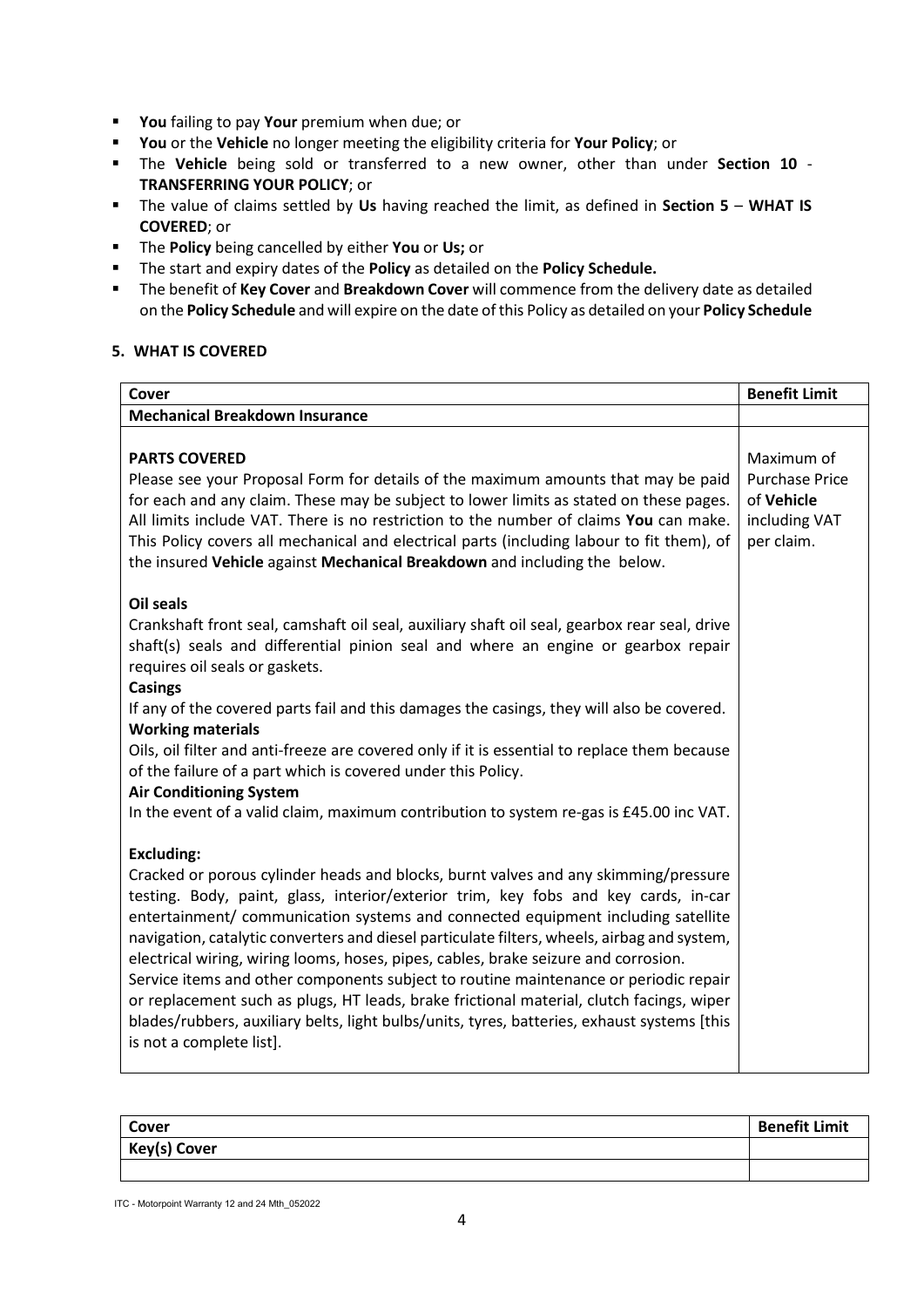- **You** failing to pay **Your** premium when due; or
- **You** or the **Vehicle** no longer meeting the eligibility criteria for **Your Policy**; or
- The **Vehicle** being sold or transferred to a new owner, other than under **Section 10** - **TRANSFERRING YOUR POLICY**; or
- The value of claims settled by **Us** having reached the limit, as defined in **Section 5** – **WHAT IS COVERED**; or
- The **Policy** being cancelled by either **You** or **Us;** or
- The start and expiry dates of the **Policy** as detailed on the **Policy Schedule.**
- The benefit of **Key Cover** and **Breakdown Cover** will commence from the delivery date as detailed on the **Policy Schedule** and will expire on the date of this Policy as detailed on your **Policy Schedule**

## 5. WHAT IS COVERED

| **Cover** | **Benefit Limit** |
|---|---|
| **Mechanical Breakdown Insurance** | |
| **PARTS COVERED**<br>Please see your Proposal Form for details of the maximum amounts that may be paid for each and any claim. These may be subject to lower limits as stated on these pages. All limits include VAT. There is no restriction to the number of claims **You** can make. This Policy covers all mechanical and electrical parts (including labour to fit them), of the insured **Vehicle** against **Mechanical Breakdown** and including the below.<br><br>**Oil seals**<br>Crankshaft front seal, camshaft oil seal, auxiliary shaft oil seal, gearbox rear seal, drive shaft(s) seals and differential pinion seal and where an engine or gearbox repair requires oil seals or gaskets.<br>**Casings**<br>If any of the covered parts fail and this damages the casings, they will also be covered.<br>**Working materials**<br>Oils, oil filter and anti-freeze are covered only if it is essential to replace them because of the failure of a part which is covered under this Policy.<br>**Air Conditioning System**<br>In the event of a valid claim, maximum contribution to system re-gas is £45.00 inc VAT.<br><br>**Excluding:**<br>Cracked or porous cylinder heads and blocks, burnt valves and any skimming/pressure testing. Body, paint, glass, interior/exterior trim, key fobs and key cards, in-car entertainment/ communication systems and connected equipment including satellite navigation, catalytic converters and diesel particulate filters, wheels, airbag and system, electrical wiring, wiring looms, hoses, pipes, cables, brake seizure and corrosion.<br>Service items and other components subject to routine maintenance or periodic repair or replacement such as plugs, HT leads, brake frictional material, clutch facings, wiper blades/rubbers, auxiliary belts, light bulbs/units, tyres, batteries, exhaust systems [this is not a complete list]. | Maximum of Purchase Price of **Vehicle** including VAT per claim. |

| **Cover** | **Benefit Limit** |
|---|---|
| **Key(s) Cover** | |
| | |

ITC - Motorpoint Warranty 12 and 24 Mth_052022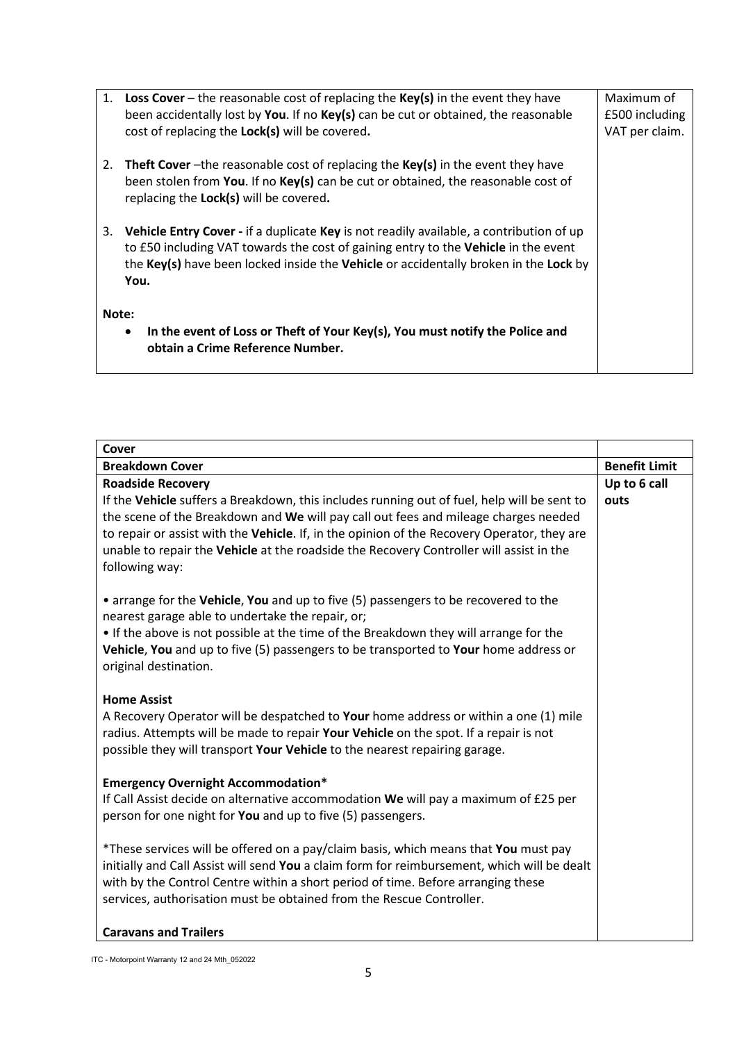| 1. **Loss Cover** – the reasonable cost of replacing the **Key(s)** in the event they have been accidentally lost by **You**. If no **Key(s)** can be cut or obtained, the reasonable cost of replacing the **Lock(s)** will be covered**.**<br><br>2. **Theft Cover** –the reasonable cost of replacing the **Key(s)** in the event they have been stolen from **You**. If no **Key(s)** can be cut or obtained, the reasonable cost of replacing the **Lock(s)** will be covered**.**<br><br>3. **Vehicle Entry Cover -** if a duplicate **Key** is not readily available, a contribution of up to £50 including VAT towards the cost of gaining entry to the **Vehicle** in the event the **Key(s)** have been locked inside the **Vehicle** or accidentally broken in the **Lock** by **You.**<br><br>**Note:**<br>• **In the event of Loss or Theft of Your Key(s), You must notify the Police and obtain a Crime Reference Number.** | Maximum of £500 including VAT per claim. |
|---|---|

| **Cover** | |
|---|---|
| **Breakdown Cover** | **Benefit Limit** |
| **Roadside Recovery**<br>If the **Vehicle** suffers a Breakdown, this includes running out of fuel, help will be sent to the scene of the Breakdown and **We** will pay call out fees and mileage charges needed to repair or assist with the **Vehicle**. If, in the opinion of the Recovery Operator, they are unable to repair the **Vehicle** at the roadside the Recovery Controller will assist in the following way:<br><br>• arrange for the **Vehicle**, **You** and up to five (5) passengers to be recovered to the nearest garage able to undertake the repair, or;<br>• If the above is not possible at the time of the Breakdown they will arrange for the **Vehicle**, **You** and up to five (5) passengers to be transported to **Your** home address or original destination.<br><br>**Home Assist**<br>A Recovery Operator will be despatched to **Your** home address or within a one (1) mile radius. Attempts will be made to repair **Your Vehicle** on the spot. If a repair is not possible they will transport **Your Vehicle** to the nearest repairing garage.<br><br>**Emergency Overnight Accommodation***<br>If Call Assist decide on alternative accommodation **We** will pay a maximum of £25 per person for one night for **You** and up to five (5) passengers.<br><br>*These services will be offered on a pay/claim basis, which means that **You** must pay initially and Call Assist will send **You** a claim form for reimbursement, which will be dealt with by the Control Centre within a short period of time. Before arranging these services, authorisation must be obtained from the Rescue Controller.<br><br>**Caravans and Trailers** | **Up to 6 call outs** |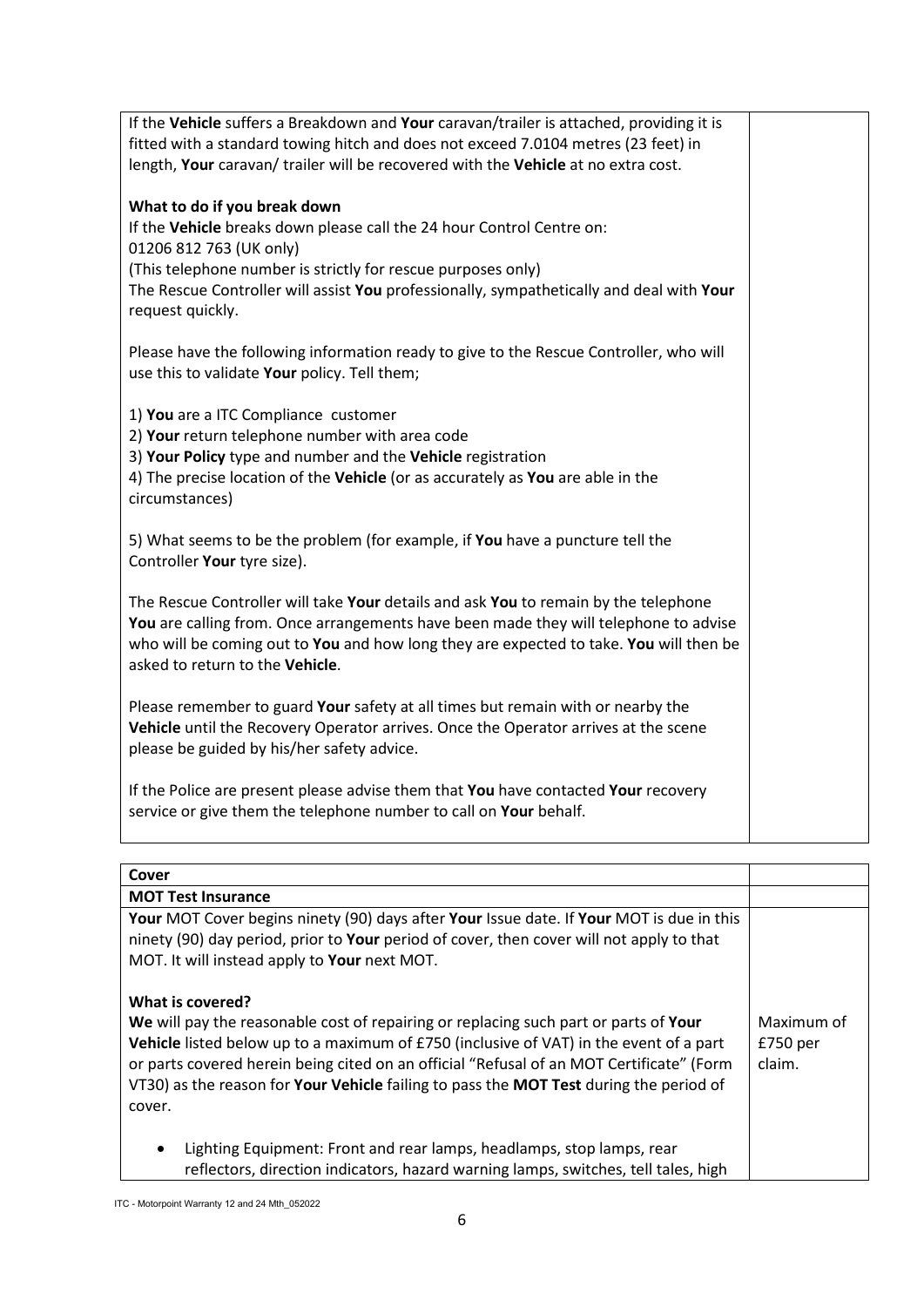If the **Vehicle** suffers a Breakdown and **Your** caravan/trailer is attached, providing it is fitted with a standard towing hitch and does not exceed 7.0104 metres (23 feet) in length, **Your** caravan/ trailer will be recovered with the **Vehicle** at no extra cost.

**What to do if you break down**

If the **Vehicle** breaks down please call the 24 hour Control Centre on:
01206 812 763 (UK only)
(This telephone number is strictly for rescue purposes only)
The Rescue Controller will assist **You** professionally, sympathetically and deal with **Your** request quickly.

Please have the following information ready to give to the Rescue Controller, who will use this to validate **Your** policy. Tell them;

1) **You** are a ITC Compliance customer
2) **Your** return telephone number with area code
3) **Your Policy** type and number and the **Vehicle** registration
4) The precise location of the **Vehicle** (or as accurately as **You** are able in the circumstances)

5) What seems to be the problem (for example, if **You** have a puncture tell the Controller **Your** tyre size).

The Rescue Controller will take **Your** details and ask **You** to remain by the telephone **You** are calling from. Once arrangements have been made they will telephone to advise who will be coming out to **You** and how long they are expected to take. **You** will then be asked to return to the **Vehicle**.

Please remember to guard **Your** safety at all times but remain with or nearby the **Vehicle** until the Recovery Operator arrives. Once the Operator arrives at the scene please be guided by his/her safety advice.

If the Police are present please advise them that **You** have contacted **Your** recovery service or give them the telephone number to call on **Your** behalf.

| **Cover** | |
|---|---|
| **MOT Test Insurance** | |
| **Your** MOT Cover begins ninety (90) days after **Your** Issue date. If **Your** MOT is due in this ninety (90) day period, prior to **Your** period of cover, then cover will not apply to that MOT. It will instead apply to **Your** next MOT. | |
| **What is covered?**<br>**We** will pay the reasonable cost of repairing or replacing such part or parts of **Your Vehicle** listed below up to a maximum of £750 (inclusive of VAT) in the event of a part or parts covered herein being cited on an official "Refusal of an MOT Certificate" (Form VT30) as the reason for **Your Vehicle** failing to pass the **MOT Test** during the period of cover. | Maximum of £750 per claim. |
| • Lighting Equipment: Front and rear lamps, headlamps, stop lamps, rear reflectors, direction indicators, hazard warning lamps, switches, tell tales, high | |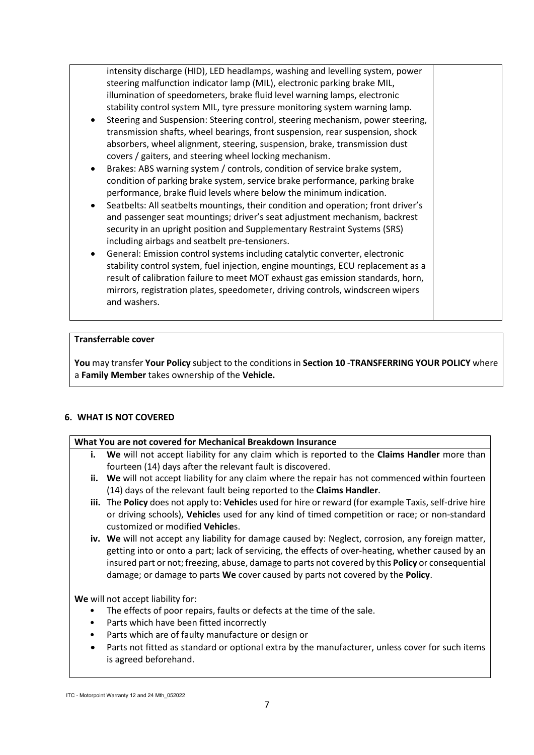intensity discharge (HID), LED headlamps, washing and levelling system, power steering malfunction indicator lamp (MIL), electronic parking brake MIL, illumination of speedometers, brake fluid level warning lamps, electronic stability control system MIL, tyre pressure monitoring system warning lamp.

- Steering and Suspension: Steering control, steering mechanism, power steering, transmission shafts, wheel bearings, front suspension, rear suspension, shock absorbers, wheel alignment, steering, suspension, brake, transmission dust covers / gaiters, and steering wheel locking mechanism.
- Brakes: ABS warning system / controls, condition of service brake system, condition of parking brake system, service brake performance, parking brake performance, brake fluid levels where below the minimum indication.
- Seatbelts: All seatbelts mountings, their condition and operation; front driver's and passenger seat mountings; driver's seat adjustment mechanism, backrest security in an upright position and Supplementary Restraint Systems (SRS) including airbags and seatbelt pre-tensioners.
- General: Emission control systems including catalytic converter, electronic stability control system, fuel injection, engine mountings, ECU replacement as a result of calibration failure to meet MOT exhaust gas emission standards, horn, mirrors, registration plates, speedometer, driving controls, windscreen wipers and washers.

**Transferrable cover**

**You** may transfer **Your Policy** subject to the conditions in **Section 10** -**TRANSFERRING YOUR POLICY** where a **Family Member** takes ownership of the **Vehicle.**

## 6. WHAT IS NOT COVERED

**What You are not covered for Mechanical Breakdown Insurance**

- **i. We** will not accept liability for any claim which is reported to the **Claims Handler** more than fourteen (14) days after the relevant fault is discovered.
- **ii. We** will not accept liability for any claim where the repair has not commenced within fourteen (14) days of the relevant fault being reported to the **Claims Handler**.
- **iii.** The **Policy** does not apply to: **Vehicle**s used for hire or reward (for example Taxis, self-drive hire or driving schools), **Vehicle**s used for any kind of timed competition or race; or non-standard customized or modified **Vehicle**s.
- **iv. We** will not accept any liability for damage caused by: Neglect, corrosion, any foreign matter, getting into or onto a part; lack of servicing, the effects of over-heating, whether caused by an insured part or not; freezing, abuse, damage to parts not covered by this **Policy** or consequential damage; or damage to parts **We** cover caused by parts not covered by the **Policy**.

**We** will not accept liability for:

- The effects of poor repairs, faults or defects at the time of the sale.
- Parts which have been fitted incorrectly
- Parts which are of faulty manufacture or design or
- Parts not fitted as standard or optional extra by the manufacturer, unless cover for such items is agreed beforehand.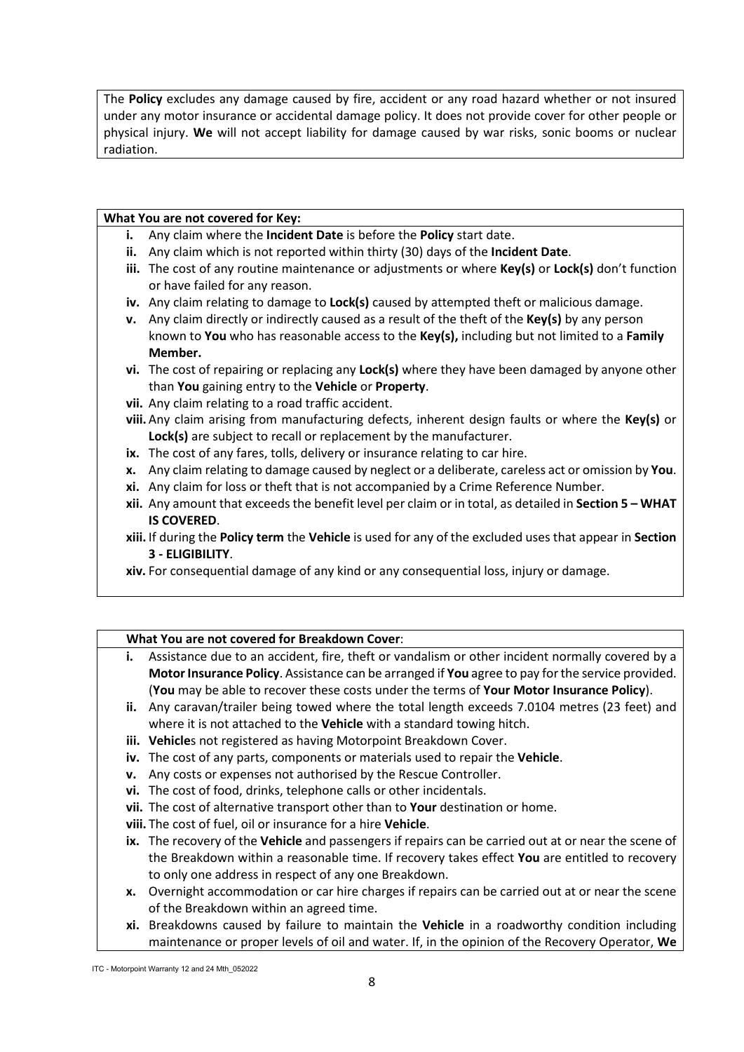The **Policy** excludes any damage caused by fire, accident or any road hazard whether or not insured under any motor insurance or accidental damage policy. It does not provide cover for other people or physical injury. **We** will not accept liability for damage caused by war risks, sonic booms or nuclear radiation.

**What You are not covered for Key:**

- **i.** Any claim where the **Incident Date** is before the **Policy** start date.
- **ii.** Any claim which is not reported within thirty (30) days of the **Incident Date**.
- **iii.** The cost of any routine maintenance or adjustments or where **Key(s)** or **Lock(s)** don't function or have failed for any reason.
- **iv.** Any claim relating to damage to **Lock(s)** caused by attempted theft or malicious damage.
- **v.** Any claim directly or indirectly caused as a result of the theft of the **Key(s)** by any person known to **You** who has reasonable access to the **Key(s),** including but not limited to a **Family Member.**
- **vi.** The cost of repairing or replacing any **Lock(s)** where they have been damaged by anyone other than **You** gaining entry to the **Vehicle** or **Property**.
- **vii.** Any claim relating to a road traffic accident.
- **viii.** Any claim arising from manufacturing defects, inherent design faults or where the **Key(s)** or **Lock(s)** are subject to recall or replacement by the manufacturer.
- **ix.** The cost of any fares, tolls, delivery or insurance relating to car hire.
- **x.** Any claim relating to damage caused by neglect or a deliberate, careless act or omission by **You**.
- **xi.** Any claim for loss or theft that is not accompanied by a Crime Reference Number.
- **xii.** Any amount that exceeds the benefit level per claim or in total, as detailed in **Section 5 – WHAT IS COVERED**.
- **xiii.** If during the **Policy term** the **Vehicle** is used for any of the excluded uses that appear in **Section 3 - ELIGIBILITY**.
- **xiv.** For consequential damage of any kind or any consequential loss, injury or damage.

**What You are not covered for Breakdown Cover**:

- **i.** Assistance due to an accident, fire, theft or vandalism or other incident normally covered by a **Motor Insurance Policy**. Assistance can be arranged if **You** agree to pay for the service provided. (**You** may be able to recover these costs under the terms of **Your Motor Insurance Policy**).
- **ii.** Any caravan/trailer being towed where the total length exceeds 7.0104 metres (23 feet) and where it is not attached to the **Vehicle** with a standard towing hitch.
- **iii.** **Vehicle**s not registered as having Motorpoint Breakdown Cover.
- **iv.** The cost of any parts, components or materials used to repair the **Vehicle**.
- **v.** Any costs or expenses not authorised by the Rescue Controller.
- **vi.** The cost of food, drinks, telephone calls or other incidentals.
- **vii.** The cost of alternative transport other than to **Your** destination or home.
- **viii.** The cost of fuel, oil or insurance for a hire **Vehicle**.
- **ix.** The recovery of the **Vehicle** and passengers if repairs can be carried out at or near the scene of the Breakdown within a reasonable time. If recovery takes effect **You** are entitled to recovery to only one address in respect of any one Breakdown.
- **x.** Overnight accommodation or car hire charges if repairs can be carried out at or near the scene of the Breakdown within an agreed time.
- **xi.** Breakdowns caused by failure to maintain the **Vehicle** in a roadworthy condition including maintenance or proper levels of oil and water. If, in the opinion of the Recovery Operator, **We**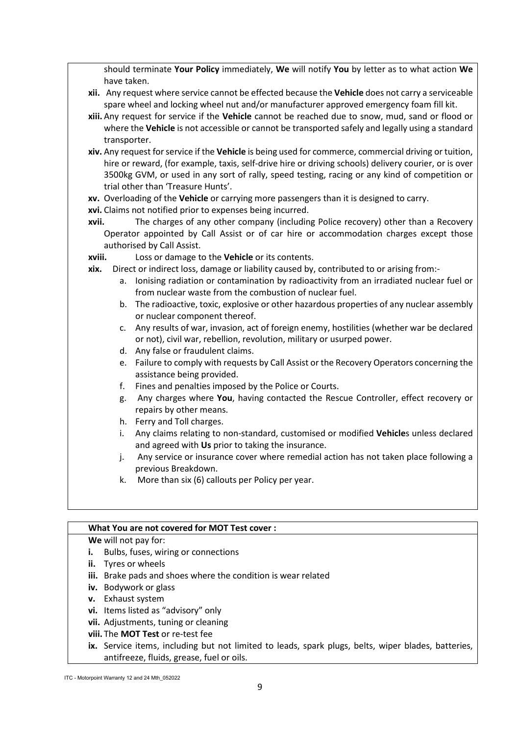should terminate **Your Policy** immediately, **We** will notify **You** by letter as to what action **We** have taken.

- **xii.** Any request where service cannot be effected because the **Vehicle** does not carry a serviceable spare wheel and locking wheel nut and/or manufacturer approved emergency foam fill kit.
- **xiii.** Any request for service if the **Vehicle** cannot be reached due to snow, mud, sand or flood or where the **Vehicle** is not accessible or cannot be transported safely and legally using a standard transporter.
- **xiv.** Any request for service if the **Vehicle** is being used for commerce, commercial driving or tuition, hire or reward, (for example, taxis, self-drive hire or driving schools) delivery courier, or is over 3500kg GVM, or used in any sort of rally, speed testing, racing or any kind of competition or trial other than 'Treasure Hunts'.
- **xv.** Overloading of the **Vehicle** or carrying more passengers than it is designed to carry.
- **xvi.** Claims not notified prior to expenses being incurred.
- **xvii.** The charges of any other company (including Police recovery) other than a Recovery Operator appointed by Call Assist or of car hire or accommodation charges except those authorised by Call Assist.
- **xviii.** Loss or damage to the **Vehicle** or its contents.
- **xix.** Direct or indirect loss, damage or liability caused by, contributed to or arising from:-
  - a. Ionising radiation or contamination by radioactivity from an irradiated nuclear fuel or from nuclear waste from the combustion of nuclear fuel.
  - b. The radioactive, toxic, explosive or other hazardous properties of any nuclear assembly or nuclear component thereof.
  - c. Any results of war, invasion, act of foreign enemy, hostilities (whether war be declared or not), civil war, rebellion, revolution, military or usurped power.
  - d. Any false or fraudulent claims.
  - e. Failure to comply with requests by Call Assist or the Recovery Operators concerning the assistance being provided.
  - f. Fines and penalties imposed by the Police or Courts.
  - g. Any charges where **You**, having contacted the Rescue Controller, effect recovery or repairs by other means.
  - h. Ferry and Toll charges.
  - i. Any claims relating to non-standard, customised or modified **Vehicle**s unless declared and agreed with **Us** prior to taking the insurance.
  - j. Any service or insurance cover where remedial action has not taken place following a previous Breakdown.
  - k. More than six (6) callouts per Policy per year.

**What You are not covered for MOT Test cover :**

**We** will not pay for:

- **i.** Bulbs, fuses, wiring or connections
- **ii.** Tyres or wheels
- **iii.** Brake pads and shoes where the condition is wear related
- **iv.** Bodywork or glass
- **v.** Exhaust system
- **vi.** Items listed as "advisory" only
- **vii.** Adjustments, tuning or cleaning
- **viii.** The **MOT Test** or re-test fee
- **ix.** Service items, including but not limited to leads, spark plugs, belts, wiper blades, batteries, antifreeze, fluids, grease, fuel or oils.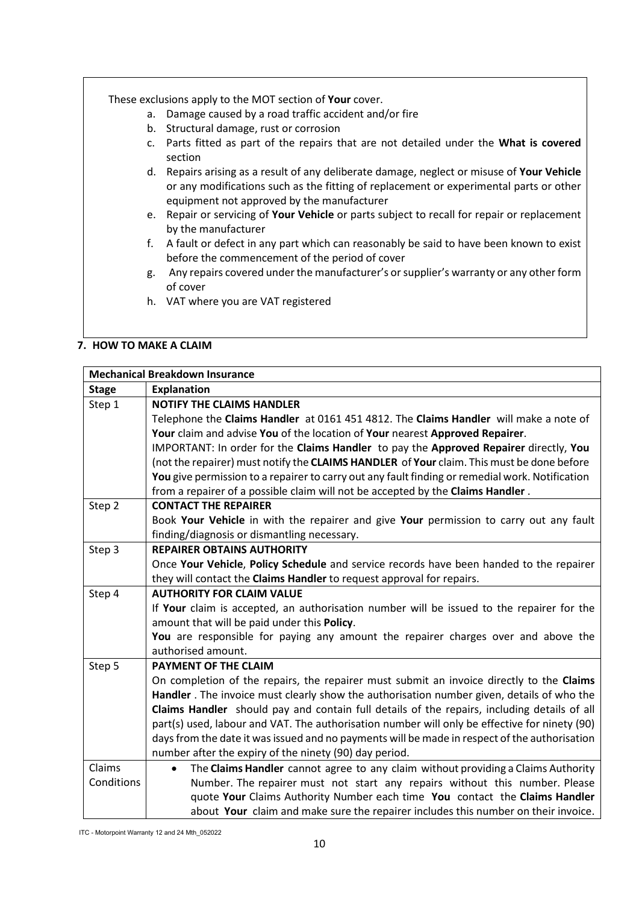These exclusions apply to the MOT section of **Your** cover.

a. Damage caused by a road traffic accident and/or fire
b. Structural damage, rust or corrosion
c. Parts fitted as part of the repairs that are not detailed under the **What is covered** section
d. Repairs arising as a result of any deliberate damage, neglect or misuse of **Your Vehicle** or any modifications such as the fitting of replacement or experimental parts or other equipment not approved by the manufacturer
e. Repair or servicing of **Your Vehicle** or parts subject to recall for repair or replacement by the manufacturer
f. A fault or defect in any part which can reasonably be said to have been known to exist before the commencement of the period of cover
g. Any repairs covered under the manufacturer's or supplier's warranty or any other form of cover
h. VAT where you are VAT registered

## 7. HOW TO MAKE A CLAIM

| **Mechanical Breakdown Insurance** | |
|---|---|
| **Stage** | **Explanation** |
| Step 1 | **NOTIFY THE CLAIMS HANDLER**<br>Telephone the **Claims Handler** at 0161 451 4812. The **Claims Handler** will make a note of **Your** claim and advise **You** of the location of **Your** nearest **Approved Repairer**.<br>IMPORTANT: In order for the **Claims Handler** to pay the **Approved Repairer** directly, **You** (not the repairer) must notify the **CLAIMS HANDLER** of **Your** claim. This must be done before **You** give permission to a repairer to carry out any fault finding or remedial work. Notification from a repairer of a possible claim will not be accepted by the **Claims Handler** . |
| Step 2 | **CONTACT THE REPAIRER**<br>Book **Your Vehicle** in with the repairer and give **Your** permission to carry out any fault finding/diagnosis or dismantling necessary. |
| Step 3 | **REPAIRER OBTAINS AUTHORITY**<br>Once **Your Vehicle**, **Policy Schedule** and service records have been handed to the repairer they will contact the **Claims Handler** to request approval for repairs. |
| Step 4 | **AUTHORITY FOR CLAIM VALUE**<br>If **Your** claim is accepted, an authorisation number will be issued to the repairer for the amount that will be paid under this **Policy**.<br>**You** are responsible for paying any amount the repairer charges over and above the authorised amount. |
| Step 5 | **PAYMENT OF THE CLAIM**<br>On completion of the repairs, the repairer must submit an invoice directly to the **Claims Handler** . The invoice must clearly show the authorisation number given, details of who the **Claims Handler** should pay and contain full details of the repairs, including details of all part(s) used, labour and VAT. The authorisation number will only be effective for ninety (90) days from the date it was issued and no payments will be made in respect of the authorisation number after the expiry of the ninety (90) day period. |
| Claims Conditions | • The **Claims Handler** cannot agree to any claim without providing a Claims Authority Number. The repairer must not start any repairs without this number. Please quote **Your** Claims Authority Number each time **You** contact the **Claims Handler** about **Your** claim and make sure the repairer includes this number on their invoice. |

ITC - Motorpoint Warranty 12 and 24 Mth_052022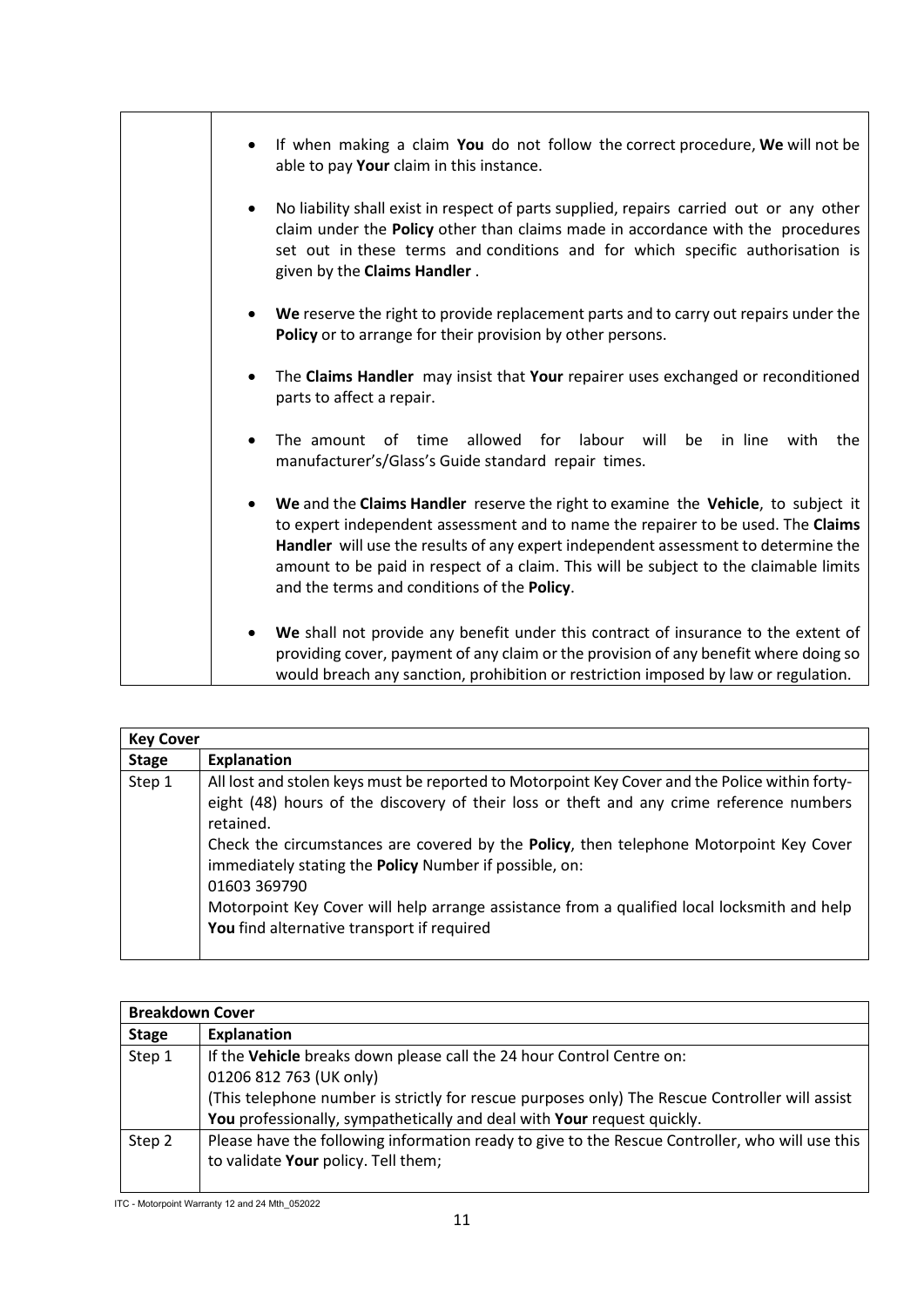| | |
|---|---|
| | • If when making a claim **You** do not follow the correct procedure, **We** will not be able to pay **Your** claim in this instance.<br><br>• No liability shall exist in respect of parts supplied, repairs carried out or any other claim under the **Policy** other than claims made in accordance with the procedures set out in these terms and conditions and for which specific authorisation is given by the **Claims Handler** .<br><br>• **We** reserve the right to provide replacement parts and to carry out repairs under the **Policy** or to arrange for their provision by other persons.<br><br>• The **Claims Handler** may insist that **Your** repairer uses exchanged or reconditioned parts to affect a repair.<br><br>• The amount of time allowed for labour will be in line with the manufacturer's/Glass's Guide standard repair times.<br><br>• **We** and the **Claims Handler** reserve the right to examine the **Vehicle**, to subject it to expert independent assessment and to name the repairer to be used. The **Claims Handler** will use the results of any expert independent assessment to determine the amount to be paid in respect of a claim. This will be subject to the claimable limits and the terms and conditions of the **Policy**.<br><br>• **We** shall not provide any benefit under this contract of insurance to the extent of providing cover, payment of any claim or the provision of any benefit where doing so would breach any sanction, prohibition or restriction imposed by law or regulation. |

| **Key Cover** | |
|---|---|
| **Stage** | **Explanation** |
| Step 1 | All lost and stolen keys must be reported to Motorpoint Key Cover and the Police within forty-eight (48) hours of the discovery of their loss or theft and any crime reference numbers retained.<br>Check the circumstances are covered by the **Policy**, then telephone Motorpoint Key Cover immediately stating the **Policy** Number if possible, on:<br>01603 369790<br>Motorpoint Key Cover will help arrange assistance from a qualified local locksmith and help **You** find alternative transport if required |

| **Breakdown Cover** | |
|---|---|
| **Stage** | **Explanation** |
| Step 1 | If the **Vehicle** breaks down please call the 24 hour Control Centre on:<br>01206 812 763 (UK only)<br>(This telephone number is strictly for rescue purposes only) The Rescue Controller will assist **You** professionally, sympathetically and deal with **Your** request quickly. |
| Step 2 | Please have the following information ready to give to the Rescue Controller, who will use this to validate **Your** policy. Tell them; |

ITC - Motorpoint Warranty 12 and 24 Mth_052022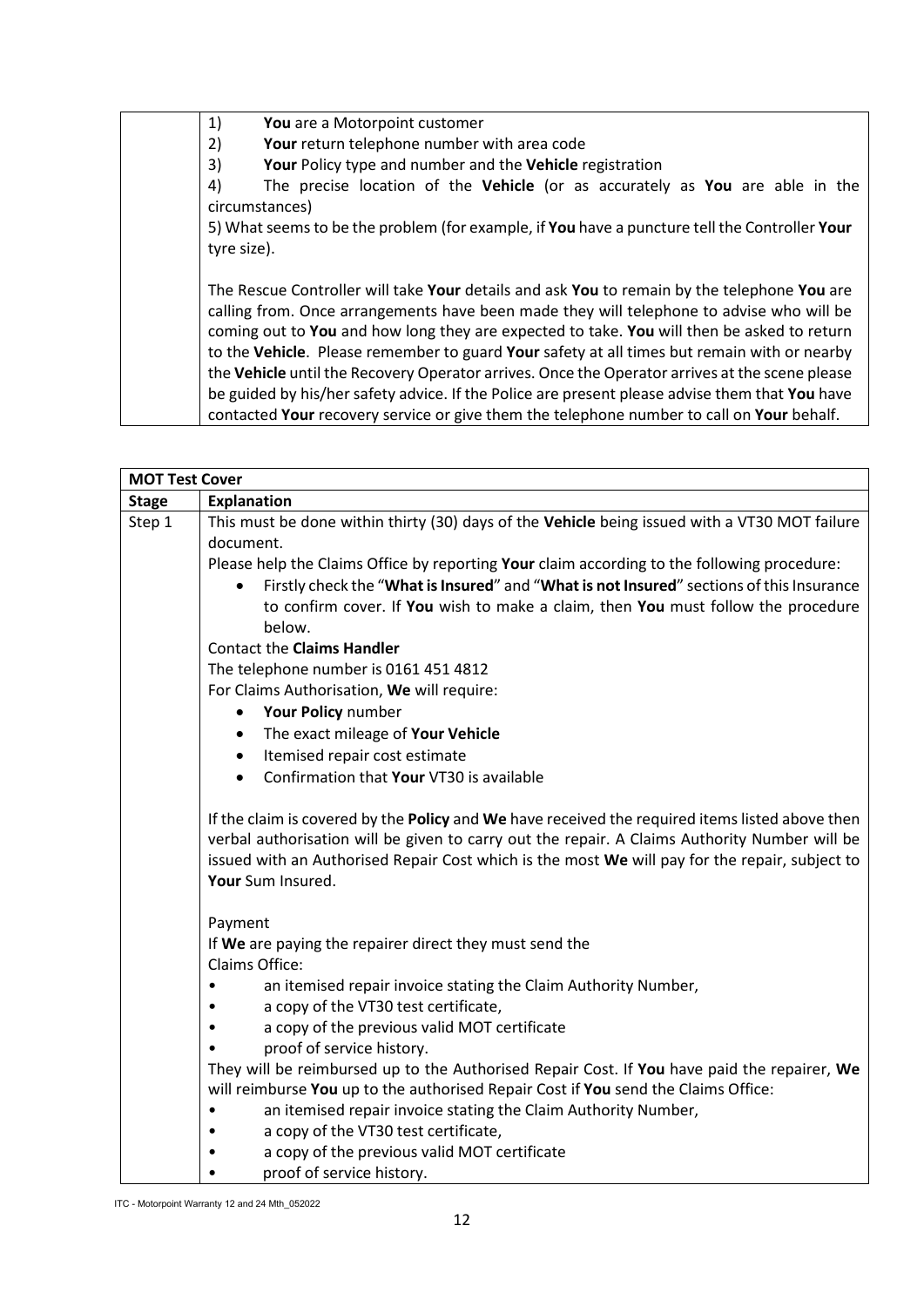| | |
|---|---|
| | 1) **You** are a Motorpoint customer<br>2) **Your** return telephone number with area code<br>3) **Your** Policy type and number and the **Vehicle** registration<br>4) The precise location of the **Vehicle** (or as accurately as **You** are able in the circumstances)<br>5) What seems to be the problem (for example, if **You** have a puncture tell the Controller **Your** tyre size).<br><br>The Rescue Controller will take **Your** details and ask **You** to remain by the telephone **You** are calling from. Once arrangements have been made they will telephone to advise who will be coming out to **You** and how long they are expected to take. **You** will then be asked to return to the **Vehicle**. Please remember to guard **Your** safety at all times but remain with or nearby the **Vehicle** until the Recovery Operator arrives. Once the Operator arrives at the scene please be guided by his/her safety advice. If the Police are present please advise them that **You** have contacted **Your** recovery service or give them the telephone number to call on **Your** behalf. |

| **MOT Test Cover** | |
|---|---|
| **Stage** | **Explanation** |
| Step 1 | This must be done within thirty (30) days of the **Vehicle** being issued with a VT30 MOT failure document.<br>Please help the Claims Office by reporting **Your** claim according to the following procedure:<br>• Firstly check the "**What is Insured**" and "**What is not Insured**" sections of this Insurance to confirm cover. If **You** wish to make a claim, then **You** must follow the procedure below.<br>Contact the **Claims Handler**<br>The telephone number is 0161 451 4812<br>For Claims Authorisation, **We** will require:<br>• **Your Policy** number<br>• The exact mileage of **Your Vehicle**<br>• Itemised repair cost estimate<br>• Confirmation that **Your** VT30 is available<br><br>If the claim is covered by the **Policy** and **We** have received the required items listed above then verbal authorisation will be given to carry out the repair. A Claims Authority Number will be issued with an Authorised Repair Cost which is the most **We** will pay for the repair, subject to **Your** Sum Insured.<br><br>Payment<br>If **We** are paying the repairer direct they must send the Claims Office:<br>• an itemised repair invoice stating the Claim Authority Number,<br>• a copy of the VT30 test certificate,<br>• a copy of the previous valid MOT certificate<br>• proof of service history.<br>They will be reimbursed up to the Authorised Repair Cost. If **You** have paid the repairer, **We** will reimburse **You** up to the authorised Repair Cost if **You** send the Claims Office:<br>• an itemised repair invoice stating the Claim Authority Number,<br>• a copy of the VT30 test certificate,<br>• a copy of the previous valid MOT certificate<br>• proof of service history. |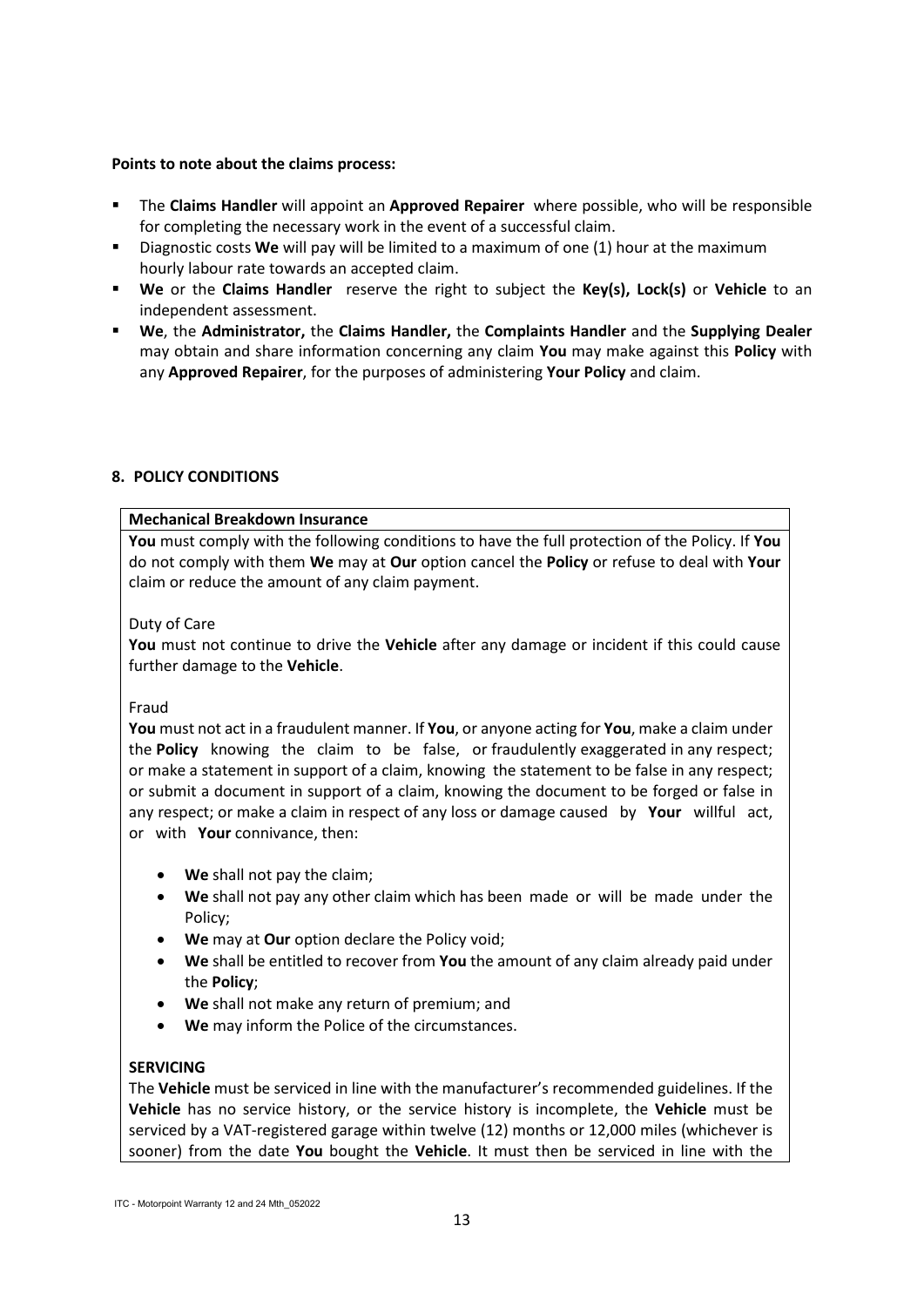**Points to note about the claims process:**

- The **Claims Handler** will appoint an **Approved Repairer** where possible, who will be responsible for completing the necessary work in the event of a successful claim.
- Diagnostic costs **We** will pay will be limited to a maximum of one (1) hour at the maximum hourly labour rate towards an accepted claim.
- **We** or the **Claims Handler** reserve the right to subject the **Key(s), Lock(s)** or **Vehicle** to an independent assessment.
- **We**, the **Administrator,** the **Claims Handler,** the **Complaints Handler** and the **Supplying Dealer** may obtain and share information concerning any claim **You** may make against this **Policy** with any **Approved Repairer**, for the purposes of administering **Your Policy** and claim.

## 8. POLICY CONDITIONS

**Mechanical Breakdown Insurance**

**You** must comply with the following conditions to have the full protection of the Policy. If **You** do not comply with them **We** may at **Our** option cancel the **Policy** or refuse to deal with **Your** claim or reduce the amount of any claim payment.

Duty of Care

**You** must not continue to drive the **Vehicle** after any damage or incident if this could cause further damage to the **Vehicle**.

Fraud

**You** must not act in a fraudulent manner. If **You**, or anyone acting for **You**, make a claim under the **Policy** knowing the claim to be false, or fraudulently exaggerated in any respect; or make a statement in support of a claim, knowing the statement to be false in any respect; or submit a document in support of a claim, knowing the document to be forged or false in any respect; or make a claim in respect of any loss or damage caused by **Your** willful act, or with **Your** connivance, then:

- **We** shall not pay the claim;
- **We** shall not pay any other claim which has been made or will be made under the Policy;
- **We** may at **Our** option declare the Policy void;
- **We** shall be entitled to recover from **You** the amount of any claim already paid under the **Policy**;
- **We** shall not make any return of premium; and
- **We** may inform the Police of the circumstances.

**SERVICING**

The **Vehicle** must be serviced in line with the manufacturer's recommended guidelines. If the **Vehicle** has no service history, or the service history is incomplete, the **Vehicle** must be serviced by a VAT-registered garage within twelve (12) months or 12,000 miles (whichever is sooner) from the date **You** bought the **Vehicle**. It must then be serviced in line with the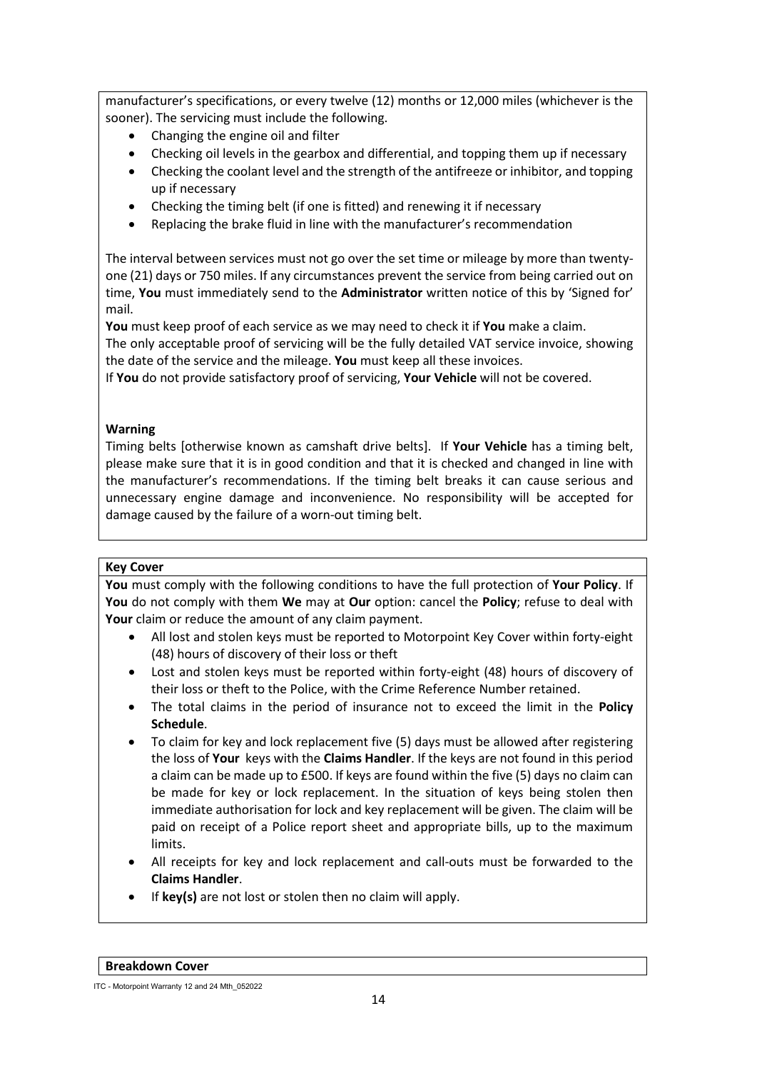manufacturer's specifications, or every twelve (12) months or 12,000 miles (whichever is the sooner). The servicing must include the following.

- Changing the engine oil and filter
- Checking oil levels in the gearbox and differential, and topping them up if necessary
- Checking the coolant level and the strength of the antifreeze or inhibitor, and topping up if necessary
- Checking the timing belt (if one is fitted) and renewing it if necessary
- Replacing the brake fluid in line with the manufacturer's recommendation

The interval between services must not go over the set time or mileage by more than twenty-one (21) days or 750 miles. If any circumstances prevent the service from being carried out on time, **You** must immediately send to the **Administrator** written notice of this by 'Signed for' mail.

**You** must keep proof of each service as we may need to check it if **You** make a claim.
The only acceptable proof of servicing will be the fully detailed VAT service invoice, showing the date of the service and the mileage. **You** must keep all these invoices.
If **You** do not provide satisfactory proof of servicing, **Your Vehicle** will not be covered.

**Warning**

Timing belts [otherwise known as camshaft drive belts]. If **Your Vehicle** has a timing belt, please make sure that it is in good condition and that it is checked and changed in line with the manufacturer's recommendations. If the timing belt breaks it can cause serious and unnecessary engine damage and inconvenience. No responsibility will be accepted for damage caused by the failure of a worn-out timing belt.

**Key Cover**

**You** must comply with the following conditions to have the full protection of **Your Policy**. If **You** do not comply with them **We** may at **Our** option: cancel the **Policy**; refuse to deal with **Your** claim or reduce the amount of any claim payment.

- All lost and stolen keys must be reported to Motorpoint Key Cover within forty-eight (48) hours of discovery of their loss or theft
- Lost and stolen keys must be reported within forty-eight (48) hours of discovery of their loss or theft to the Police, with the Crime Reference Number retained.
- The total claims in the period of insurance not to exceed the limit in the **Policy Schedule**.
- To claim for key and lock replacement five (5) days must be allowed after registering the loss of **Your** keys with the **Claims Handler**. If the keys are not found in this period a claim can be made up to £500. If keys are found within the five (5) days no claim can be made for key or lock replacement. In the situation of keys being stolen then immediate authorisation for lock and key replacement will be given. The claim will be paid on receipt of a Police report sheet and appropriate bills, up to the maximum limits.
- All receipts for key and lock replacement and call-outs must be forwarded to the **Claims Handler**.
- If **key(s)** are not lost or stolen then no claim will apply.

**Breakdown Cover**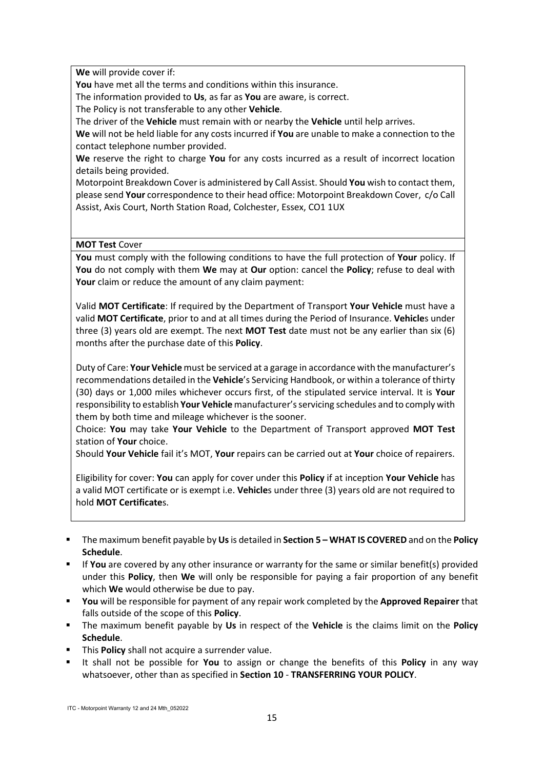**We** will provide cover if:

**You** have met all the terms and conditions within this insurance.

The information provided to **Us**, as far as **You** are aware, is correct.

The Policy is not transferable to any other **Vehicle**.

The driver of the **Vehicle** must remain with or nearby the **Vehicle** until help arrives.

**We** will not be held liable for any costs incurred if **You** are unable to make a connection to the contact telephone number provided.

**We** reserve the right to charge **You** for any costs incurred as a result of incorrect location details being provided.

Motorpoint Breakdown Cover is administered by Call Assist. Should **You** wish to contact them, please send **Your** correspondence to their head office: Motorpoint Breakdown Cover, c/o Call Assist, Axis Court, North Station Road, Colchester, Essex, CO1 1UX

**MOT Test** Cover

**You** must comply with the following conditions to have the full protection of **Your** policy. If **You** do not comply with them **We** may at **Our** option: cancel the **Policy**; refuse to deal with **Your** claim or reduce the amount of any claim payment:

Valid **MOT Certificate**: If required by the Department of Transport **Your Vehicle** must have a valid **MOT Certificate**, prior to and at all times during the Period of Insurance. **Vehicle**s under three (3) years old are exempt. The next **MOT Test** date must not be any earlier than six (6) months after the purchase date of this **Policy**.

Duty of Care: **Your Vehicle** must be serviced at a garage in accordance with the manufacturer's recommendations detailed in the **Vehicle**'s Servicing Handbook, or within a tolerance of thirty (30) days or 1,000 miles whichever occurs first, of the stipulated service interval. It is **Your** responsibility to establish **Your Vehicle** manufacturer's servicing schedules and to comply with them by both time and mileage whichever is the sooner.

Choice: **You** may take **Your Vehicle** to the Department of Transport approved **MOT Test** station of **Your** choice.

Should **Your Vehicle** fail it's MOT, **Your** repairs can be carried out at **Your** choice of repairers.

Eligibility for cover: **You** can apply for cover under this **Policy** if at inception **Your Vehicle** has a valid MOT certificate or is exempt i.e. **Vehicle**s under three (3) years old are not required to hold **MOT Certificate**s.

- The maximum benefit payable by **Us** is detailed in **Section 5 – WHAT IS COVERED** and on the **Policy Schedule**.
- If **You** are covered by any other insurance or warranty for the same or similar benefit(s) provided under this **Policy**, then **We** will only be responsible for paying a fair proportion of any benefit which **We** would otherwise be due to pay.
- **You** will be responsible for payment of any repair work completed by the **Approved Repairer** that falls outside of the scope of this **Policy**.
- The maximum benefit payable by **Us** in respect of the **Vehicle** is the claims limit on the **Policy Schedule**.
- This **Policy** shall not acquire a surrender value.
- It shall not be possible for **You** to assign or change the benefits of this **Policy** in any way whatsoever, other than as specified in **Section 10** - **TRANSFERRING YOUR POLICY**.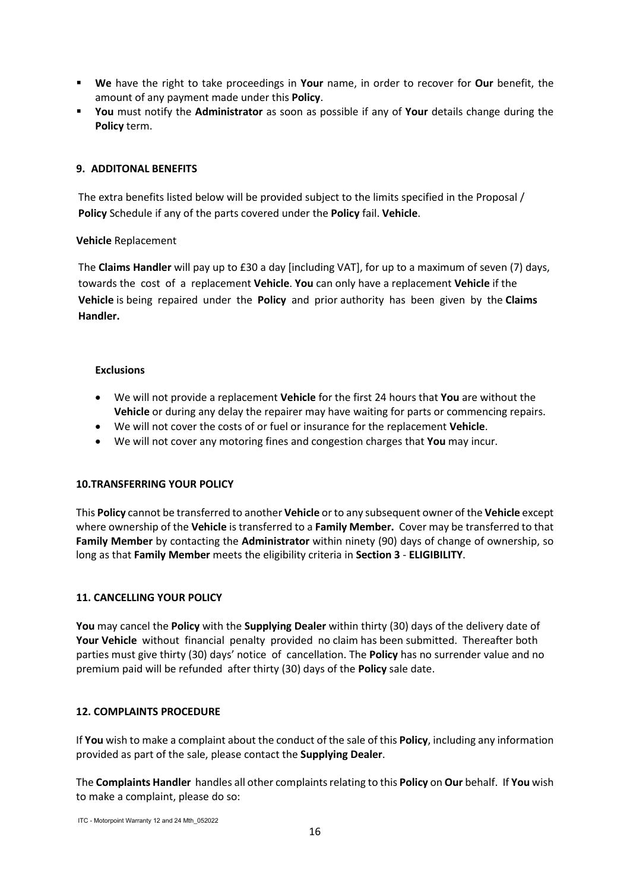- **We** have the right to take proceedings in **Your** name, in order to recover for **Our** benefit, the amount of any payment made under this **Policy**.
- **You** must notify the **Administrator** as soon as possible if any of **Your** details change during the **Policy** term.

### 9. ADDITONAL BENEFITS

The extra benefits listed below will be provided subject to the limits specified in the Proposal / **Policy** Schedule if any of the parts covered under the **Policy** fail. **Vehicle**.

**Vehicle** Replacement

The **Claims Handler** will pay up to £30 a day [including VAT], for up to a maximum of seven (7) days, towards the cost of a replacement **Vehicle**. **You** can only have a replacement **Vehicle** if the **Vehicle** is being repaired under the **Policy** and prior authority has been given by the **Claims Handler.**

**Exclusions**

- We will not provide a replacement **Vehicle** for the first 24 hours that **You** are without the **Vehicle** or during any delay the repairer may have waiting for parts or commencing repairs.
- We will not cover the costs of or fuel or insurance for the replacement **Vehicle**.
- We will not cover any motoring fines and congestion charges that **You** may incur.

### 10.TRANSFERRING YOUR POLICY

This **Policy** cannot be transferred to another **Vehicle** or to any subsequent owner of the **Vehicle** except where ownership of the **Vehicle** is transferred to a **Family Member.** Cover may be transferred to that **Family Member** by contacting the **Administrator** within ninety (90) days of change of ownership, so long as that **Family Member** meets the eligibility criteria in **Section 3** - **ELIGIBILITY**.

### 11. CANCELLING YOUR POLICY

**You** may cancel the **Policy** with the **Supplying Dealer** within thirty (30) days of the delivery date of **Your Vehicle** without financial penalty provided no claim has been submitted. Thereafter both parties must give thirty (30) days' notice of cancellation. The **Policy** has no surrender value and no premium paid will be refunded after thirty (30) days of the **Policy** sale date.

### 12. COMPLAINTS PROCEDURE

If **You** wish to make a complaint about the conduct of the sale of this **Policy**, including any information provided as part of the sale, please contact the **Supplying Dealer**.

The **Complaints Handler** handles all other complaints relating to this **Policy** on **Our** behalf. If **You** wish to make a complaint, please do so: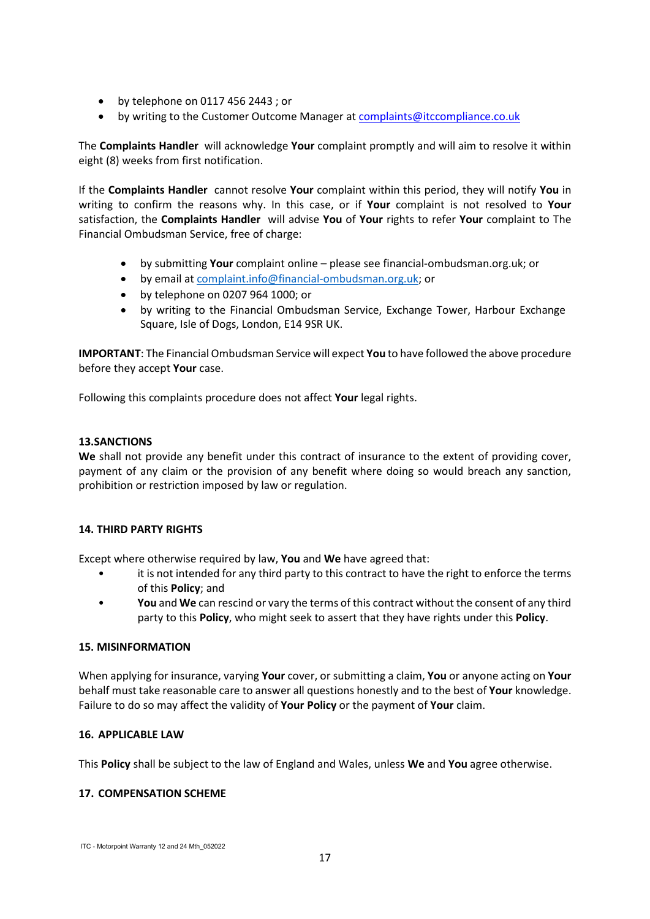- by telephone on 0117 456 2443 ; or
- by writing to the Customer Outcome Manager at complaints@itccompliance.co.uk

The **Complaints Handler** will acknowledge **Your** complaint promptly and will aim to resolve it within eight (8) weeks from first notification.

If the **Complaints Handler** cannot resolve **Your** complaint within this period, they will notify **You** in writing to confirm the reasons why. In this case, or if **Your** complaint is not resolved to **Your** satisfaction, the **Complaints Handler** will advise **You** of **Your** rights to refer **Your** complaint to The Financial Ombudsman Service, free of charge:

- by submitting **Your** complaint online – please see financial-ombudsman.org.uk; or
- by email at complaint.info@financial-ombudsman.org.uk; or
- by telephone on 0207 964 1000; or
- by writing to the Financial Ombudsman Service, Exchange Tower, Harbour Exchange Square, Isle of Dogs, London, E14 9SR UK.

**IMPORTANT**: The Financial Ombudsman Service will expect **You** to have followed the above procedure before they accept **Your** case.

Following this complaints procedure does not affect **Your** legal rights.

### 13.SANCTIONS

**We** shall not provide any benefit under this contract of insurance to the extent of providing cover, payment of any claim or the provision of any benefit where doing so would breach any sanction, prohibition or restriction imposed by law or regulation.

### 14. THIRD PARTY RIGHTS

Except where otherwise required by law, **You** and **We** have agreed that:

- it is not intended for any third party to this contract to have the right to enforce the terms of this **Policy**; and
- **You** and **We** can rescind or vary the terms of this contract without the consent of any third party to this **Policy**, who might seek to assert that they have rights under this **Policy**.

### 15. MISINFORMATION

When applying for insurance, varying **Your** cover, or submitting a claim, **You** or anyone acting on **Your** behalf must take reasonable care to answer all questions honestly and to the best of **Your** knowledge. Failure to do so may affect the validity of **Your Policy** or the payment of **Your** claim.

### 16. APPLICABLE LAW

This **Policy** shall be subject to the law of England and Wales, unless **We** and **You** agree otherwise.

### 17. COMPENSATION SCHEME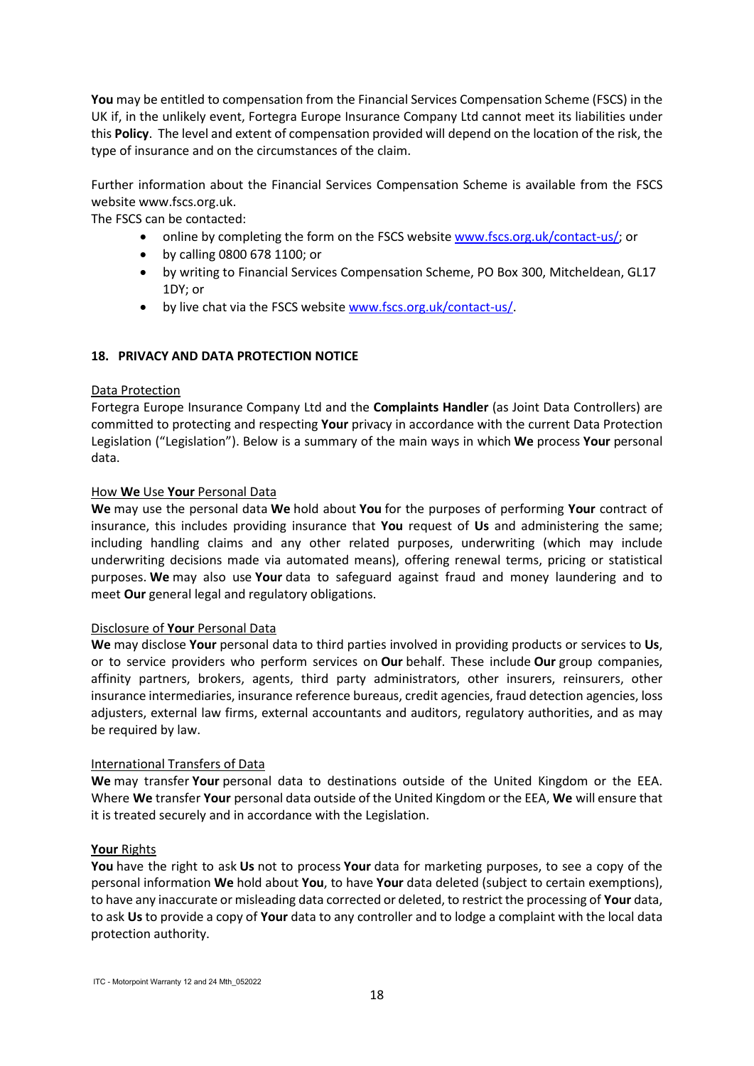**You** may be entitled to compensation from the Financial Services Compensation Scheme (FSCS) in the UK if, in the unlikely event, Fortegra Europe Insurance Company Ltd cannot meet its liabilities under this **Policy**. The level and extent of compensation provided will depend on the location of the risk, the type of insurance and on the circumstances of the claim.

Further information about the Financial Services Compensation Scheme is available from the FSCS website www.fscs.org.uk.
The FSCS can be contacted:

- online by completing the form on the FSCS website [www.fscs.org.uk/contact-us/](www.fscs.org.uk/contact-us/); or
- by calling 0800 678 1100; or
- by writing to Financial Services Compensation Scheme, PO Box 300, Mitcheldean, GL17 1DY; or
- by live chat via the FSCS website [www.fscs.org.uk/contact-us/](www.fscs.org.uk/contact-us/).

## 18. PRIVACY AND DATA PROTECTION NOTICE

<u>Data Protection</u>
Fortegra Europe Insurance Company Ltd and the **Complaints Handler** (as Joint Data Controllers) are committed to protecting and respecting **Your** privacy in accordance with the current Data Protection Legislation ("Legislation"). Below is a summary of the main ways in which **We** process **Your** personal data.

<u>How **We** Use **Your** Personal Data</u>
**We** may use the personal data **We** hold about **You** for the purposes of performing **Your** contract of insurance, this includes providing insurance that **You** request of **Us** and administering the same; including handling claims and any other related purposes, underwriting (which may include underwriting decisions made via automated means), offering renewal terms, pricing or statistical purposes. **We** may also use **Your** data to safeguard against fraud and money laundering and to meet **Our** general legal and regulatory obligations.

<u>Disclosure of **Your** Personal Data</u>
**We** may disclose **Your** personal data to third parties involved in providing products or services to **Us**, or to service providers who perform services on **Our** behalf. These include **Our** group companies, affinity partners, brokers, agents, third party administrators, other insurers, reinsurers, other insurance intermediaries, insurance reference bureaus, credit agencies, fraud detection agencies, loss adjusters, external law firms, external accountants and auditors, regulatory authorities, and as may be required by law.

<u>International Transfers of Data</u>
**We** may transfer **Your** personal data to destinations outside of the United Kingdom or the EEA. Where **We** transfer **Your** personal data outside of the United Kingdom or the EEA, **We** will ensure that it is treated securely and in accordance with the Legislation.

<u>**Your** Rights</u>
**You** have the right to ask **Us** not to process **Your** data for marketing purposes, to see a copy of the personal information **We** hold about **You**, to have **Your** data deleted (subject to certain exemptions), to have any inaccurate or misleading data corrected or deleted, to restrict the processing of **Your** data, to ask **Us** to provide a copy of **Your** data to any controller and to lodge a complaint with the local data protection authority.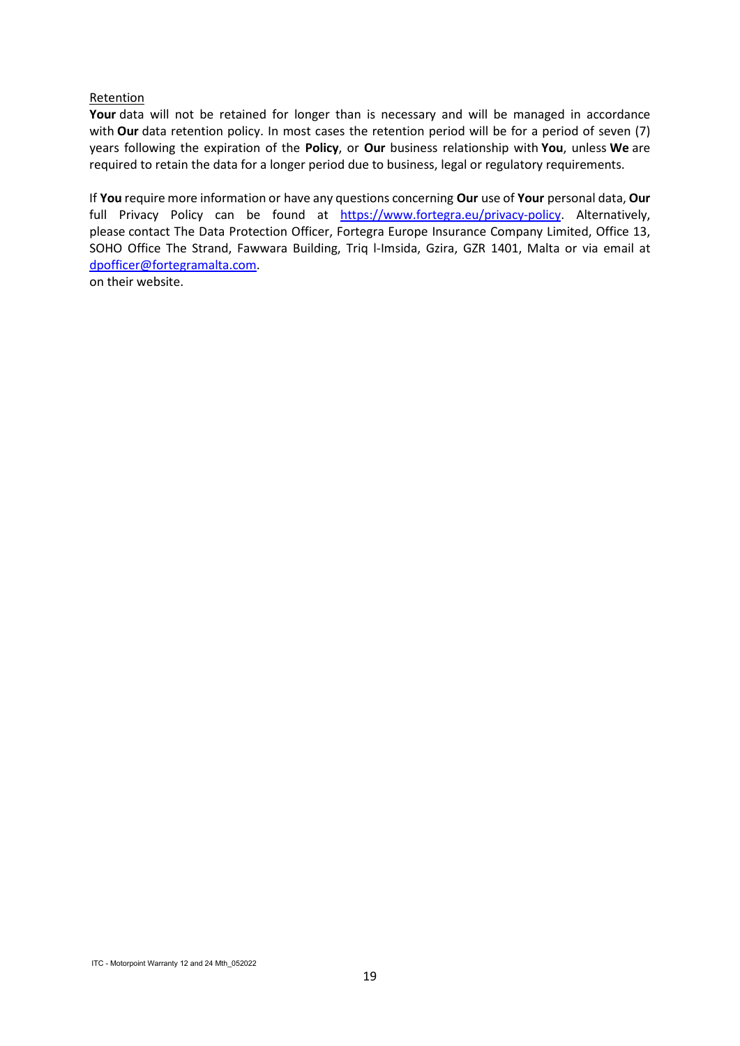Retention

**Your** data will not be retained for longer than is necessary and will be managed in accordance with **Our** data retention policy. In most cases the retention period will be for a period of seven (7) years following the expiration of the **Policy**, or **Our** business relationship with **You**, unless **We** are required to retain the data for a longer period due to business, legal or regulatory requirements.

If **You** require more information or have any questions concerning **Our** use of **Your** personal data, **Our** full Privacy Policy can be found at https://www.fortegra.eu/privacy-policy. Alternatively, please contact The Data Protection Officer, Fortegra Europe Insurance Company Limited, Office 13, SOHO Office The Strand, Fawwara Building, Triq l-Imsida, Gzira, GZR 1401, Malta or via email at dpofficer@fortegramalta.com.
on their website.